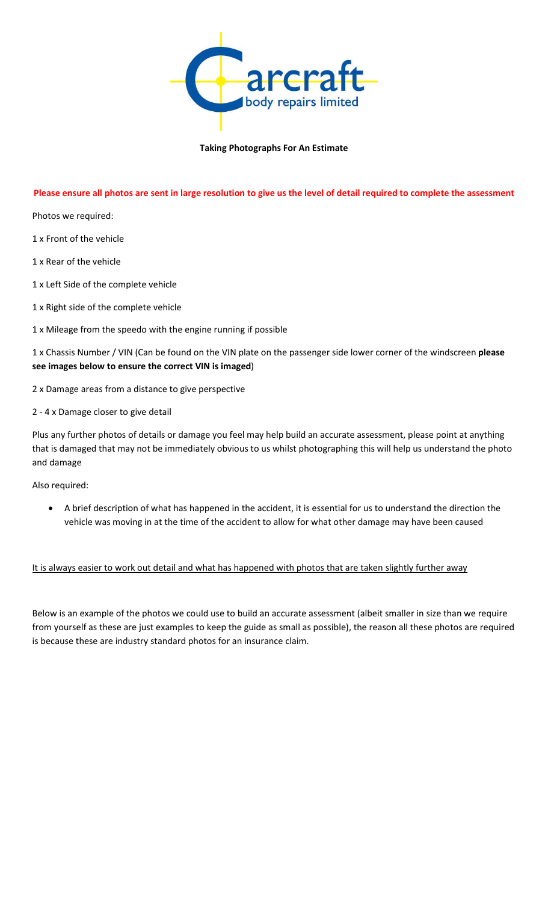# Taking Photographs For An Estimate

**Please ensure all photos are sent in large resolution to give us the level of detail required to complete the assessment**

Photos we required:

1 x Front of the vehicle

1 x Rear of the vehicle

1 x Left Side of the complete vehicle

1 x Right side of the complete vehicle

1 x Mileage from the speedo with the engine running if possible

1 x Chassis Number / VIN (Can be found on the VIN plate on the passenger side lower corner of the windscreen **please see images below to ensure the correct VIN is imaged**)

2 x Damage areas from a distance to give perspective

2 - 4 x Damage closer to give detail

Plus any further photos of details or damage you feel may help build an accurate assessment, please point at anything that is damaged that may not be immediately obvious to us whilst photographing this will help us understand the photo and damage

Also required:

- A brief description of what has happened in the accident, it is essential for us to understand the direction the vehicle was moving in at the time of the accident to allow for what other damage may have been caused

It is always easier to work out detail and what has happened with photos that are taken slightly further away

Below is an example of the photos we could use to build an accurate assessment (albeit smaller in size than we require from yourself as these are just examples to keep the guide as small as possible), the reason all these photos are required is because these are industry standard photos for an insurance claim.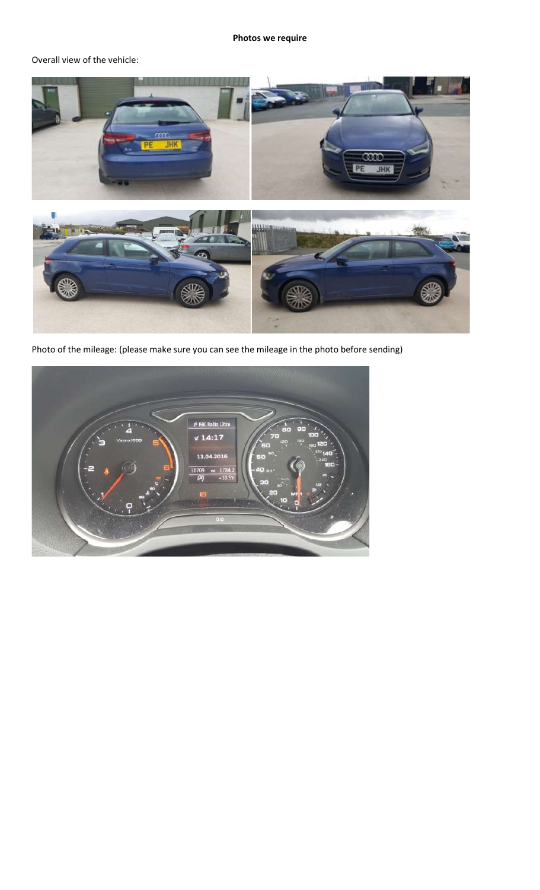**Photos we require**

Overall view of the vehicle:

Photo of the mileage: (please make sure you can see the mileage in the photo before sending)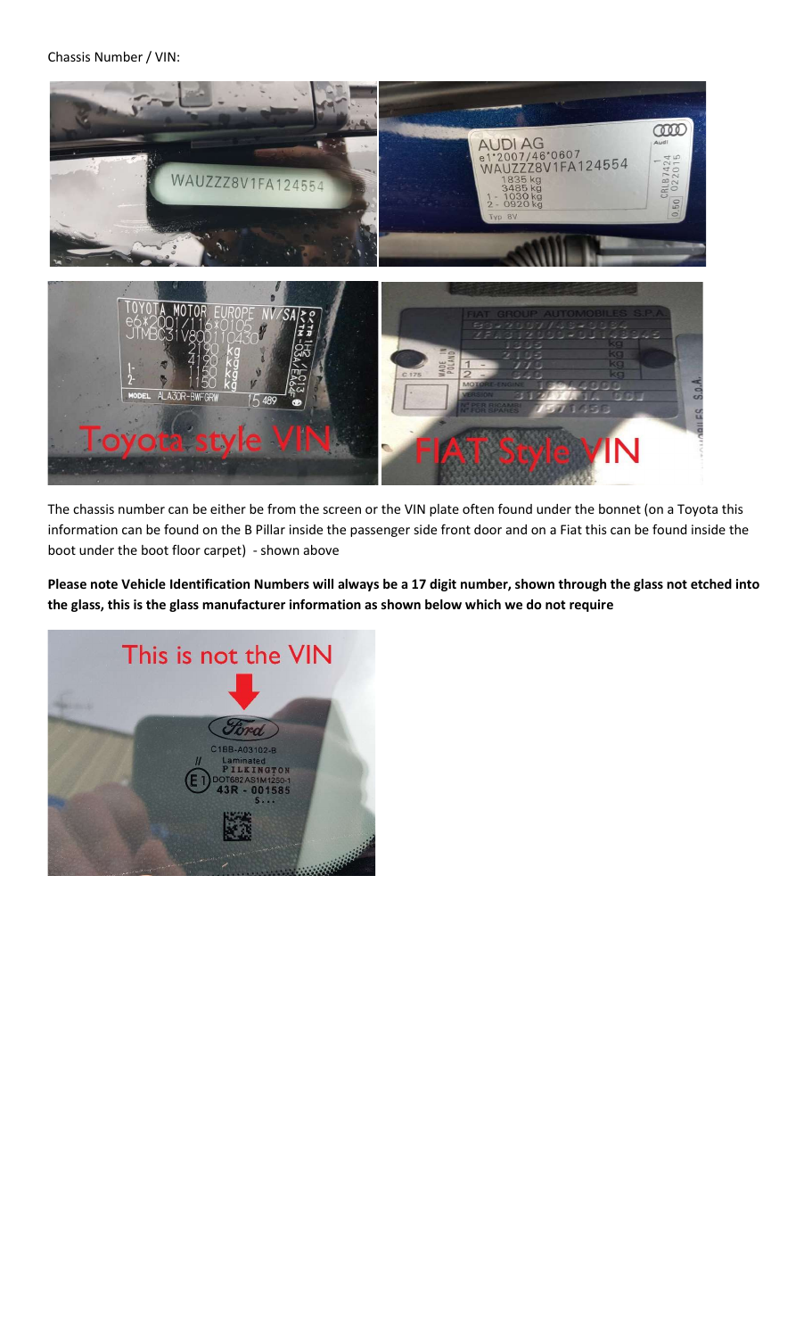Chassis Number / VIN:

The chassis number can be either be from the screen or the VIN plate often found under the bonnet (on a Toyota this information can be found on the B Pillar inside the passenger side front door and on a Fiat this can be found inside the boot under the boot floor carpet) - shown above

**Please note Vehicle Identification Numbers will always be a 17 digit number, shown through the glass not etched into the glass, this is the glass manufacturer information as shown below which we do not require**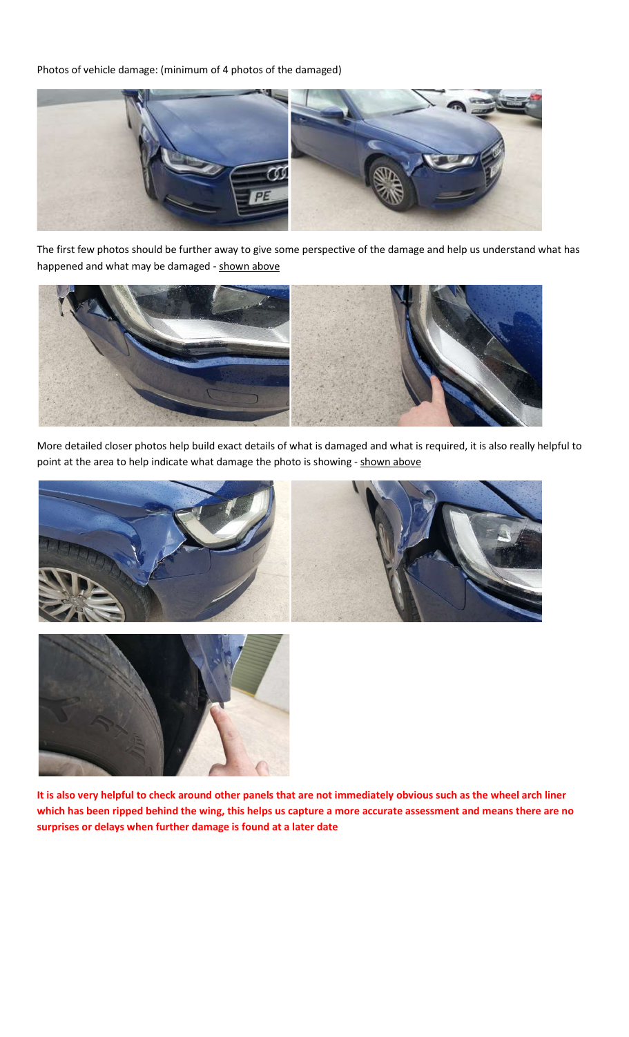Photos of vehicle damage: (minimum of 4 photos of the damaged)

The first few photos should be further away to give some perspective of the damage and help us understand what has happened and what may be damaged - shown above

More detailed closer photos help build exact details of what is damaged and what is required, it is also really helpful to point at the area to help indicate what damage the photo is showing - shown above

**It is also very helpful to check around other panels that are not immediately obvious such as the wheel arch liner which has been ripped behind the wing, this helps us capture a more accurate assessment and means there are no surprises or delays when further damage is found at a later date**